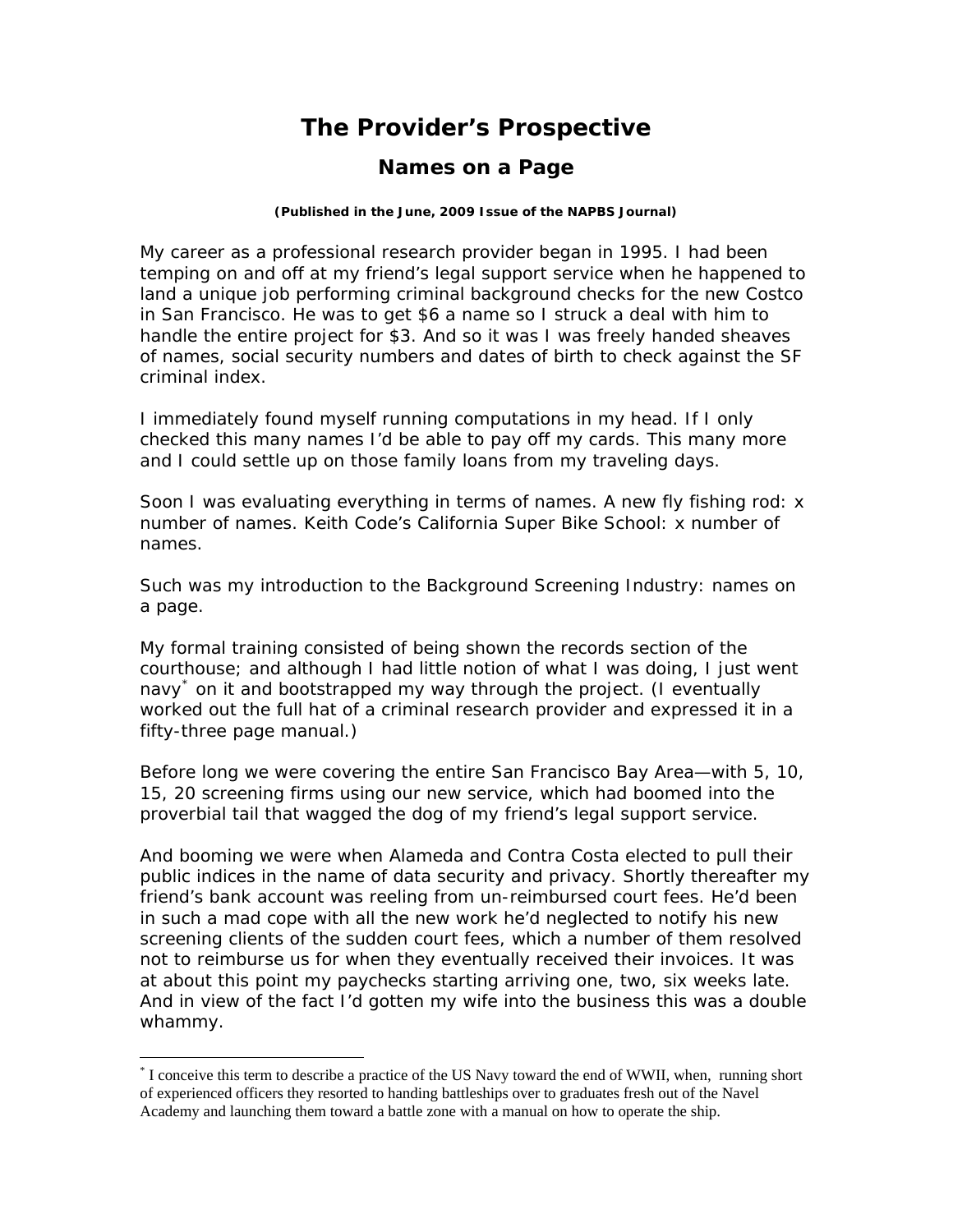# The Provider's Prospective

## Names on a Page

**(Published in the June, 2009 Issue of the NAPBS Journal)**

My career as a professional research provider began in 1995. I had been temping on and off at my friend's legal support service when he happened to land a unique job performing criminal background checks for the new Costco in San Francisco. He was to get $6 a name so I struck a deal with him to handle the entire project for $3. And so it was I was freely handed sheaves of names, social security numbers and dates of birth to check against the SF criminal index.

I immediately found myself running computations in my head. If I only checked this many names I'd be able to pay off my cards. This many more and I could settle up on those family loans from my traveling days.

Soon I was evaluating everything in terms of names. A new fly fishing rod: x number of names. Keith Code's California Super Bike School: x number of names.

Such was my introduction to the Background Screening Industry: names on a page.

My formal training consisted of being shown the records section of the courthouse; and although I had little notion of what I was doing, I just went navy[*] on it and bootstrapped my way through the project. (I eventually worked out the full hat of a criminal research provider and expressed it in a fifty-three page manual.)

Before long we were covering the entire San Francisco Bay Area—with 5, 10, 15, 20 screening firms using our new service, which had boomed into the proverbial tail that wagged the dog of my friend's legal support service.

And booming we were when Alameda and Contra Costa elected to pull their public indices in the name of data security and privacy. Shortly thereafter my friend's bank account was reeling from un-reimbursed court fees. He'd been in such a mad cope with all the new work he'd neglected to notify his new screening clients of the sudden court fees, which a number of them resolved not to reimburse us for when they eventually received their invoices. It was at about this point my paychecks starting arriving one, two, six weeks late. And in view of the fact I'd gotten my wife into the business this was a double whammy.

---

[*] I conceive this term to describe a practice of the US Navy toward the end of WWII, when, running short of experienced officers they resorted to handing battleships over to graduates fresh out of the Navel Academy and launching them toward a battle zone with a manual on how to operate the ship.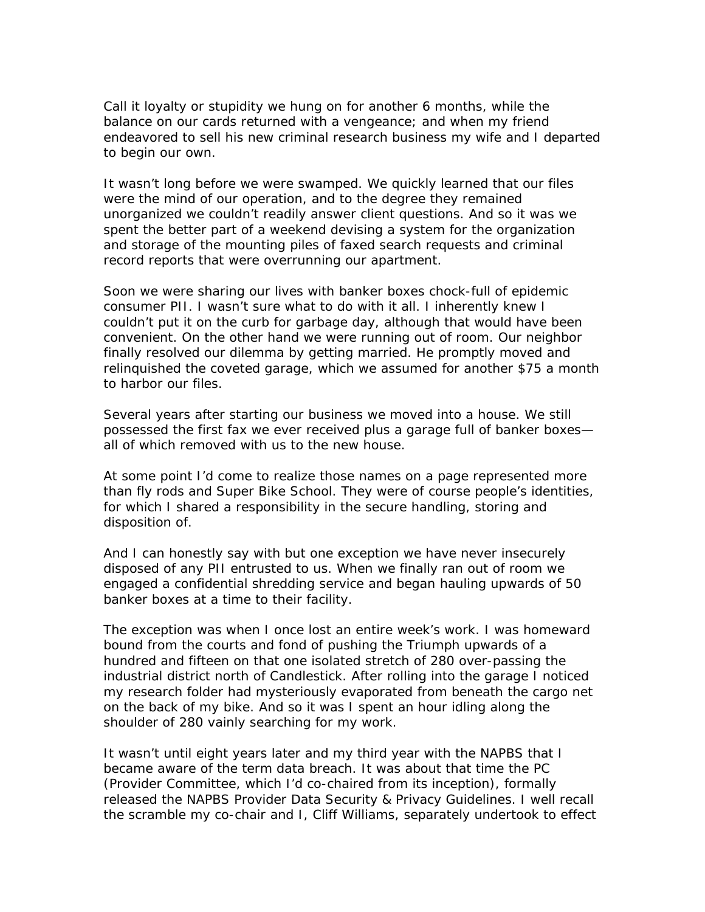Call it loyalty or stupidity we hung on for another 6 months, while the balance on our cards returned with a vengeance; and when my friend endeavored to sell his new criminal research business my wife and I departed to begin our own.

It wasn't long before we were swamped. We quickly learned that our files were the mind of our operation, and to the degree they remained unorganized we couldn't readily answer client questions. And so it was we spent the better part of a weekend devising a system for the organization and storage of the mounting piles of faxed search requests and criminal record reports that were overrunning our apartment.

Soon we were sharing our lives with banker boxes chock-full of epidemic consumer PII. I wasn't sure what to do with it all. I inherently knew I couldn't put it on the curb for garbage day, although that would have been convenient. On the other hand we were running out of room. Our neighbor finally resolved our dilemma by getting married. He promptly moved and relinquished the coveted garage, which we assumed for another $75 a month to harbor our files.

Several years after starting our business we moved into a house. We still possessed the first fax we ever received plus a garage full of banker boxes—all of which removed with us to the new house.

At some point I'd come to realize those names on a page represented more than fly rods and Super Bike School. They were of course people's identities, for which I shared a responsibility in the secure handling, storing and disposition of.

And I can honestly say with but one exception we have never insecurely disposed of any PII entrusted to us. When we finally ran out of room we engaged a confidential shredding service and began hauling upwards of 50 banker boxes at a time to their facility.

The exception was when I once lost an entire week's work. I was homeward bound from the courts and fond of pushing the Triumph upwards of a hundred and fifteen on that one isolated stretch of 280 over-passing the industrial district north of Candlestick. After rolling into the garage I noticed my research folder had mysteriously evaporated from beneath the cargo net on the back of my bike. And so it was I spent an hour idling along the shoulder of 280 vainly searching for my work.

It wasn't until eight years later and my third year with the NAPBS that I became aware of the term data breach. It was about that time the PC (Provider Committee, which I'd co-chaired from its inception), formally released the NAPBS Provider Data Security & Privacy Guidelines. I well recall the scramble my co-chair and I, Cliff Williams, separately undertook to effect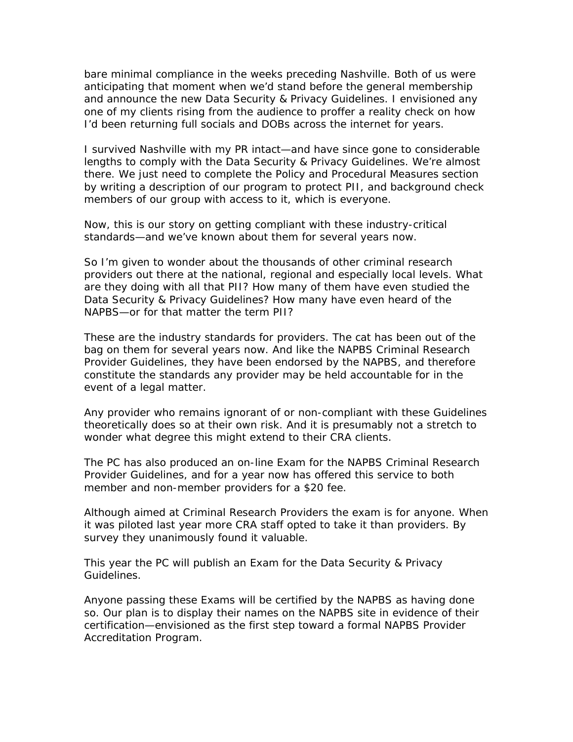bare minimal compliance in the weeks preceding Nashville. Both of us were anticipating that moment when we'd stand before the general membership and announce the new Data Security & Privacy Guidelines. I envisioned any one of my clients rising from the audience to proffer a reality check on how I'd been returning full socials and DOBs across the internet for years.

I survived Nashville with my PR intact—and have since gone to considerable lengths to comply with the Data Security & Privacy Guidelines. We're almost there. We just need to complete the Policy and Procedural Measures section by writing a description of our program to protect PII, and background check members of our group with access to it, which is everyone.

Now, this is our story on getting compliant with these industry-critical standards—and we've known about them for several years now.

So I'm given to wonder about the thousands of other criminal research providers out there at the national, regional and especially local levels. What are they doing with all that PII? How many of them have even studied the Data Security & Privacy Guidelines? How many have even heard of the NAPBS—or for that matter the term PII?

These are the industry standards for providers. The cat has been out of the bag on them for several years now. And like the NAPBS Criminal Research Provider Guidelines, they have been endorsed by the NAPBS, and therefore constitute the standards any provider may be held accountable for in the event of a legal matter.

Any provider who remains ignorant of or non-compliant with these Guidelines theoretically does so at their own risk. And it is presumably not a stretch to wonder what degree this might extend to their CRA clients.

The PC has also produced an on-line Exam for the NAPBS Criminal Research Provider Guidelines, and for a year now has offered this service to both member and non-member providers for a $20 fee.

Although aimed at Criminal Research Providers the exam is for anyone. When it was piloted last year more CRA staff opted to take it than providers. By survey they unanimously found it valuable.

This year the PC will publish an Exam for the Data Security & Privacy Guidelines.

Anyone passing these Exams will be certified by the NAPBS as having done so. Our plan is to display their names on the NAPBS site in evidence of their certification—envisioned as the first step toward a formal NAPBS Provider Accreditation Program.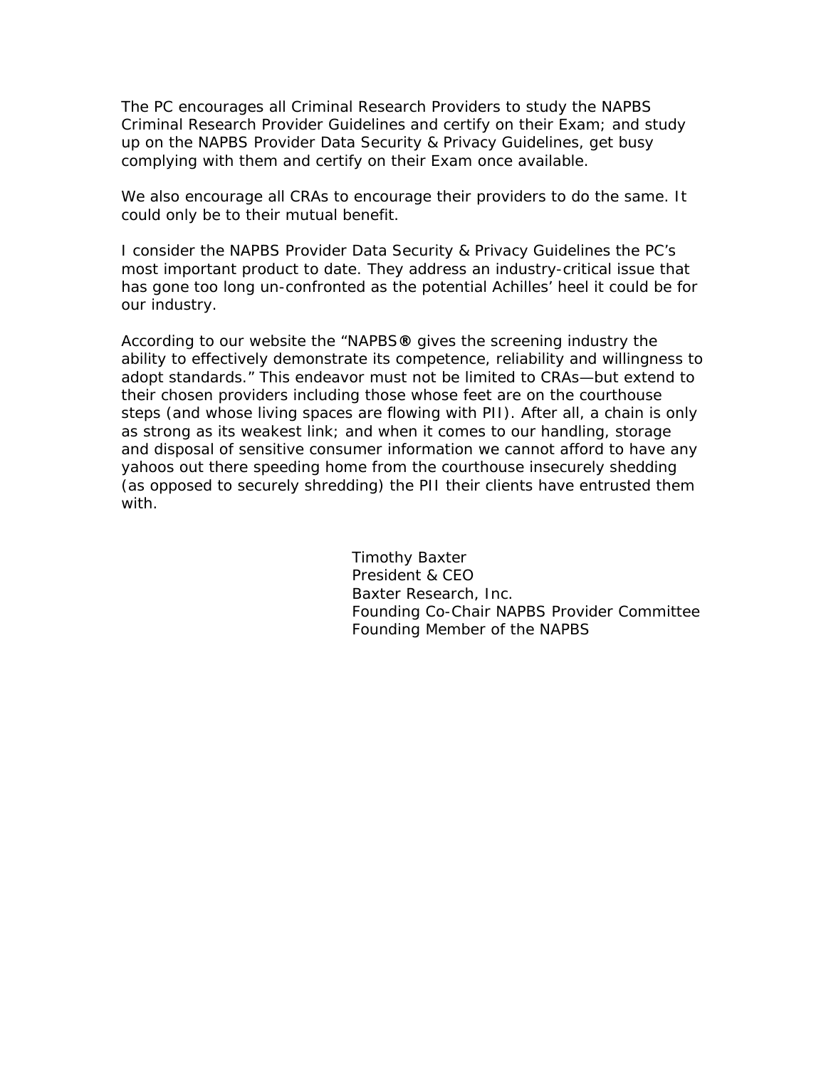The PC encourages all Criminal Research Providers to study the NAPBS Criminal Research Provider Guidelines and certify on their Exam; and study up on the NAPBS Provider Data Security & Privacy Guidelines, get busy complying with them and certify on their Exam once available.

We also encourage all CRAs to encourage their providers to do the same. It could only be to their mutual benefit.

I consider the NAPBS Provider Data Security & Privacy Guidelines the PC's most important product to date. They address an industry-critical issue that has gone too long un-confronted as the potential Achilles' heel it could be for our industry.

According to our website the "NAPBS® gives the screening industry the ability to effectively demonstrate its competence, reliability and willingness to adopt standards." This endeavor must not be limited to CRAs—but extend to their chosen providers including those whose feet are on the courthouse steps (and whose living spaces are flowing with PII). After all, a chain is only as strong as its weakest link; and when it comes to our handling, storage and disposal of sensitive consumer information we cannot afford to have any yahoos out there speeding home from the courthouse insecurely shedding (as opposed to securely shredding) the PII their clients have entrusted them with.

Timothy Baxter  
President & CEO  
Baxter Research, Inc.  
Founding Co-Chair NAPBS Provider Committee  
Founding Member of the NAPBS